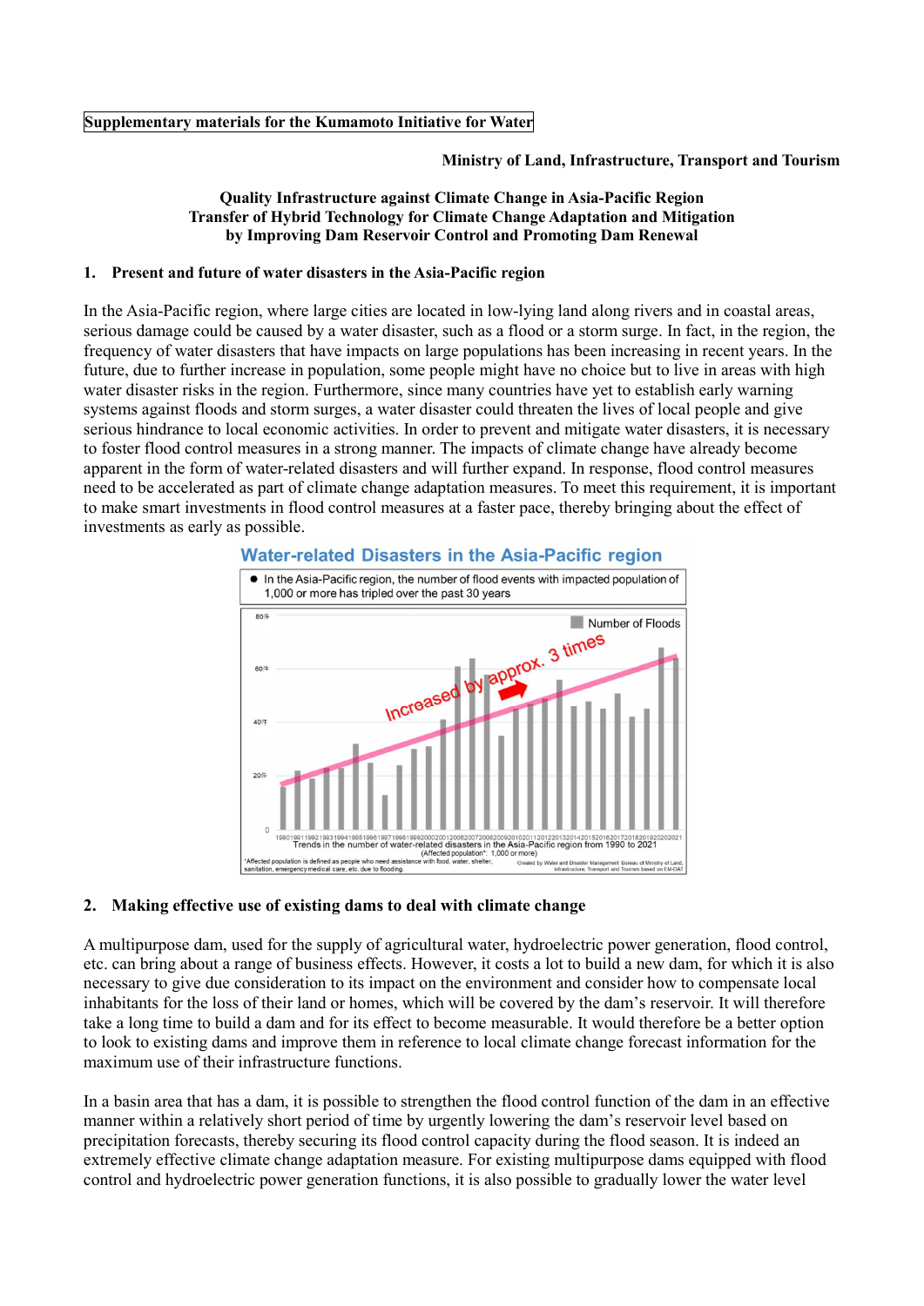Supplementary materials for the Kumamoto Initiative for Water

**Ministry of Land, Infrastructure, Transport and Tourism**

**Quality Infrastructure against Climate Change in Asia-Pacific Region**
**Transfer of Hybrid Technology for Climate Change Adaptation and Mitigation by Improving Dam Reservoir Control and Promoting Dam Renewal**

## 1. Present and future of water disasters in the Asia-Pacific region

In the Asia-Pacific region, where large cities are located in low-lying land along rivers and in coastal areas, serious damage could be caused by a water disaster, such as a flood or a storm surge. In fact, in the region, the frequency of water disasters that have impacts on large populations has been increasing in recent years. In the future, due to further increase in population, some people might have no choice but to live in areas with high water disaster risks in the region. Furthermore, since many countries have yet to establish early warning systems against floods and storm surges, a water disaster could threaten the lives of local people and give serious hindrance to local economic activities. In order to prevent and mitigate water disasters, it is necessary to foster flood control measures in a strong manner. The impacts of climate change have already become apparent in the form of water-related disasters and will further expand. In response, flood control measures need to be accelerated as part of climate change adaptation measures. To meet this requirement, it is important to make smart investments in flood control measures at a faster pace, thereby bringing about the effect of investments as early as possible.

**Water-related Disasters in the Asia-Pacific region**

- In the Asia-Pacific region, the number of flood events with impacted population of 1,000 or more has tripled over the past 30 years

Trends in the number of water-related disasters in the Asia-Pacific region from 1990 to 2021 (Affected population*: 1,000 or more)

*Affected population is defined as people who need assistance with food, water, shelter, sanitation, emergency medical care, etc. due to flooding.

Created by Water and Disaster Management Bureau of Ministry of Land, Infrastructure, Transport and Tourism based on EM-DAT

## 2. Making effective use of existing dams to deal with climate change

A multipurpose dam, used for the supply of agricultural water, hydroelectric power generation, flood control, etc. can bring about a range of business effects. However, it costs a lot to build a new dam, for which it is also necessary to give due consideration to its impact on the environment and consider how to compensate local inhabitants for the loss of their land or homes, which will be covered by the dam's reservoir. It will therefore take a long time to build a dam and for its effect to become measurable. It would therefore be a better option to look to existing dams and improve them in reference to local climate change forecast information for the maximum use of their infrastructure functions.

In a basin area that has a dam, it is possible to strengthen the flood control function of the dam in an effective manner within a relatively short period of time by urgently lowering the dam's reservoir level based on precipitation forecasts, thereby securing its flood control capacity during the flood season. It is indeed an extremely effective climate change adaptation measure. For existing multipurpose dams equipped with flood control and hydroelectric power generation functions, it is also possible to gradually lower the water level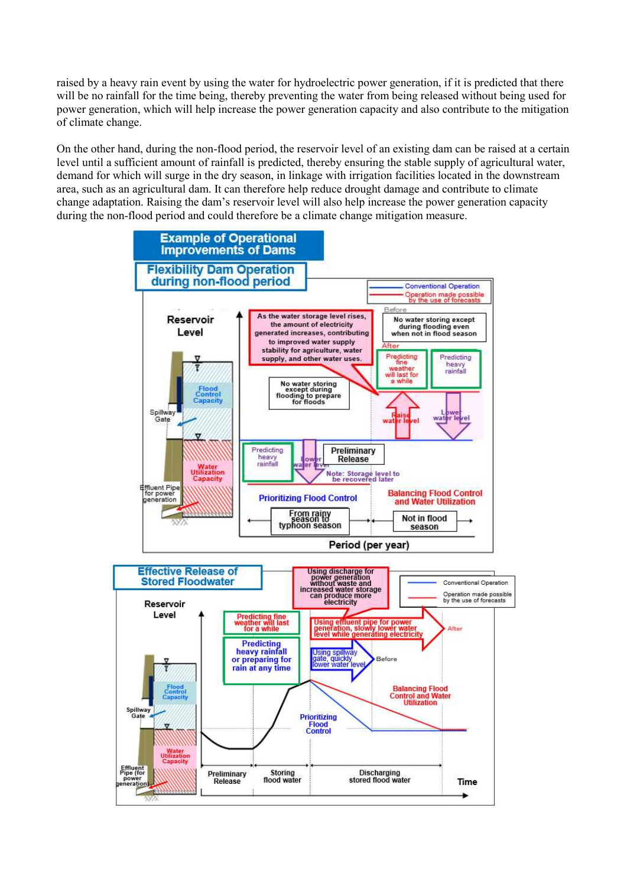raised by a heavy rain event by using the water for hydroelectric power generation, if it is predicted that there will be no rainfall for the time being, thereby preventing the water from being released without being used for power generation, which will help increase the power generation capacity and also contribute to the mitigation of climate change.

On the other hand, during the non-flood period, the reservoir level of an existing dam can be raised at a certain level until a sufficient amount of rainfall is predicted, thereby ensuring the stable supply of agricultural water, demand for which will surge in the dry season, in linkage with irrigation facilities located in the downstream area, such as an agricultural dam. It can therefore help reduce drought damage and contribute to climate change adaptation. Raising the dam's reservoir level will also help increase the power generation capacity during the non-flood period and could therefore be a climate change mitigation measure.

**Example of Operational Improvements of Dams**

**Flexibility Dam Operation during non-flood period**

Legend: Conventional Operation (blue line); Operation made possible by the use of forecasts (red line)

Reservoir Level; Flood Control Capacity; Water Utilization Capacity; Spillway Gate; Effluent Pipe for power generation

As the water storage level rises, the amount of electricity generated increases, contributing to improved water supply stability for agriculture, water supply, and other water uses.

No water storing except during flooding to prepare for floods

Before: No water storing except during flooding even when not in flood season

After: Predicting fine weather will last for a while — Raise water level; Predicting heavy rainfall — Lower water level

Predicting heavy rainfall — Lower water level — Preliminary Release

Note: Storage level to be recovered later

Prioritizing Flood Control | Balancing Flood Control and Water Utilization

From rainy season to typhoon season | Not in flood season

Period (per year)

**Effective Release of Stored Floodwater**

Legend: Conventional Operation (blue line); Operation made possible by the use of forecasts (red line)

Reservoir Level; Flood Control Capacity; Water Utilization Capacity; Spillway Gate; Effluent Pipe (for power generation)

Using discharge for power generation without waste and increased water storage can produce more electricity

Predicting fine weather will last for a while

Predicting heavy rainfall or preparing for rain at any time

After: Using effluent pipe for power generation, slowly lower water level while generating electricity

Before: Using spillway gate, quickly lower water level

Prioritizing Flood Control | Balancing Flood Control and Water Utilization

Preliminary Release | Storing flood water | Discharging stored flood water | Time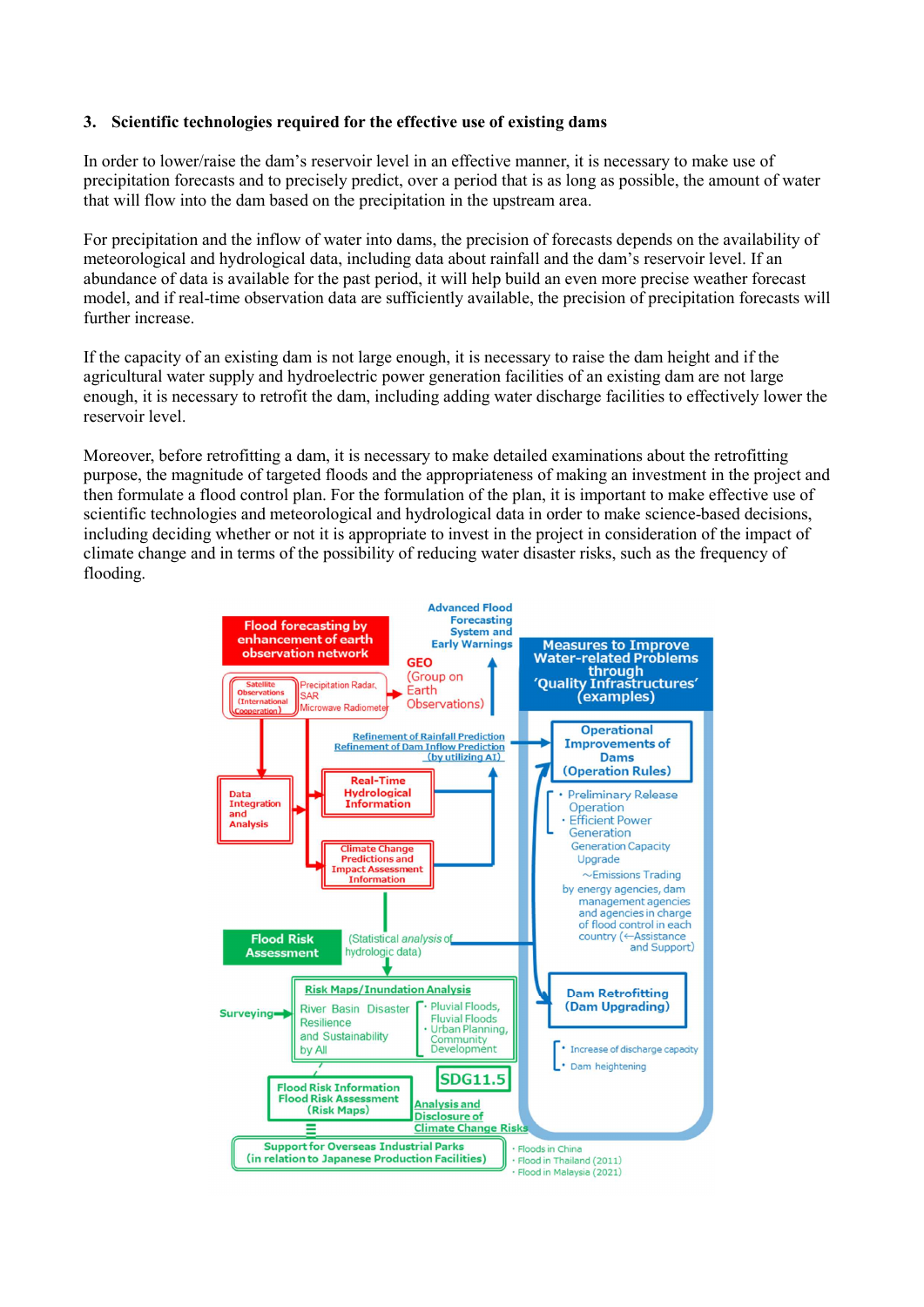### 3. Scientific technologies required for the effective use of existing dams

In order to lower/raise the dam's reservoir level in an effective manner, it is necessary to make use of precipitation forecasts and to precisely predict, over a period that is as long as possible, the amount of water that will flow into the dam based on the precipitation in the upstream area.

For precipitation and the inflow of water into dams, the precision of forecasts depends on the availability of meteorological and hydrological data, including data about rainfall and the dam's reservoir level. If an abundance of data is available for the past period, it will help build an even more precise weather forecast model, and if real-time observation data are sufficiently available, the precision of precipitation forecasts will further increase.

If the capacity of an existing dam is not large enough, it is necessary to raise the dam height and if the agricultural water supply and hydroelectric power generation facilities of an existing dam are not large enough, it is necessary to retrofit the dam, including adding water discharge facilities to effectively lower the reservoir level.

Moreover, before retrofitting a dam, it is necessary to make detailed examinations about the retrofitting purpose, the magnitude of targeted floods and the appropriateness of making an investment in the project and then formulate a flood control plan. For the formulation of the plan, it is important to make effective use of scientific technologies and meteorological and hydrological data in order to make science-based decisions, including deciding whether or not it is appropriate to invest in the project in consideration of the impact of climate change and in terms of the possibility of reducing water disaster risks, such as the frequency of flooding.

**Flood forecasting by enhancement of earth observation network**

- Satellite Observations (International Cooperation)
- Precipitation Radar, SAR, Microwave Radiometer
- GEO (Group on Earth Observations)
- Advanced Flood Forecasting System and Early Warnings
- Data Integration and Analysis
- Real-Time Hydrological Information
- Climate Change Predictions and Impact Assessment Information
- Refinement of Rainfall Prediction / Refinement of Dam Inflow Prediction (by utilizing AI)

**Measures to Improve Water-related Problems through 'Quality Infrastructures' (examples)**

- Operational Improvements of Dams (Operation Rules)
  - Preliminary Release Operation
  - Efficient Power Generation
  - Generation Capacity Upgrade
  - ~Emissions Trading by energy agencies, dam management agencies and agencies in charge of flood control in each country (←Assistance and Support)
- Dam Retrofitting (Dam Upgrading)
  - Increase of discharge capacity
  - Dam heightening

**Flood Risk Assessment** (Statistical *analysis* of hydrologic data)

- Surveying → Risk Maps/Inundation Analysis
  - River Basin Disaster Resilience and Sustainability by All
    - Pluvial Floods, Fluvial Floods
    - Urban Planning, Community Development
- SDG11.5
- Flood Risk Information, Flood Risk Assessment (Risk Maps)
- Analysis and Disclosure of Climate Change Risks
- Support for Overseas Industrial Parks (in relation to Japanese Production Facilities)
  - Floods in China
  - Flood in Thailand (2011)
  - Flood in Malaysia (2021)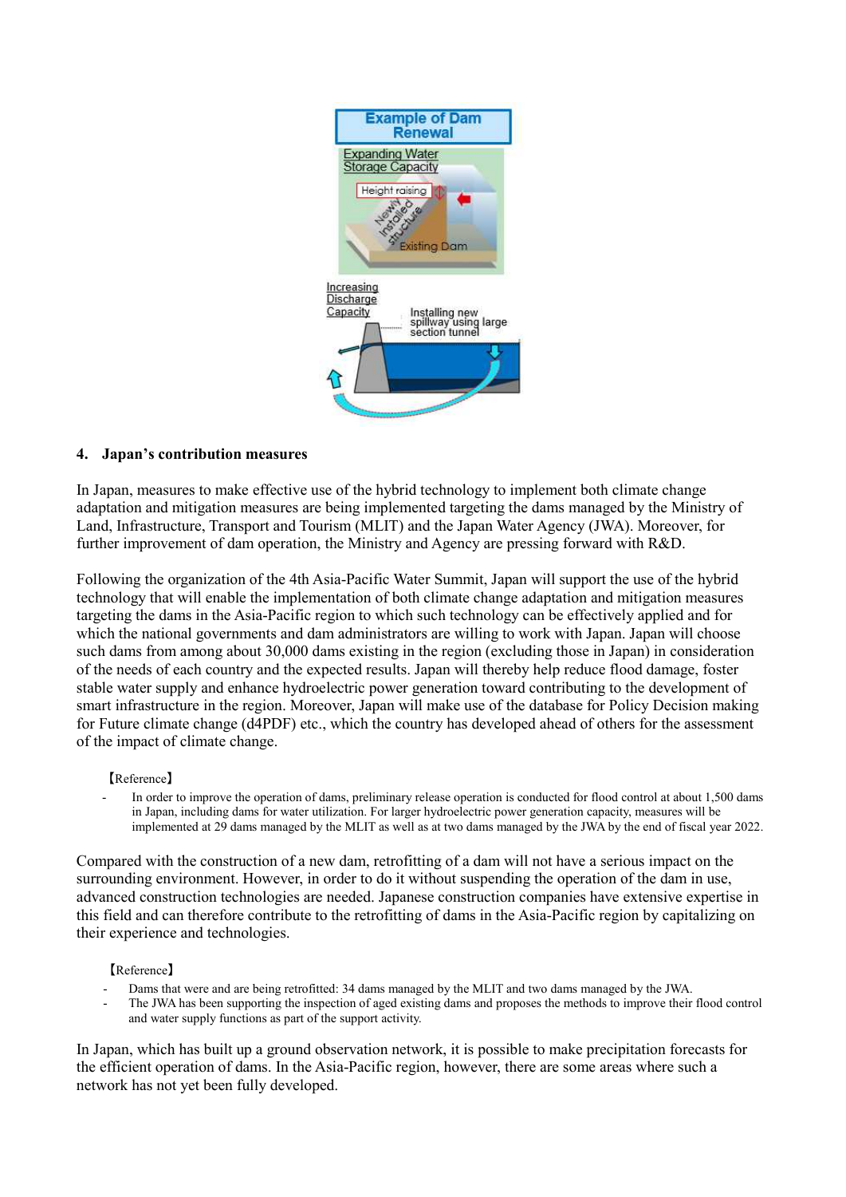Example of Dam Renewal

Expanding Water Storage Capacity

Height raising

Newly installed structure

Existing Dam

Increasing Discharge Capacity

Installing new spillway using large section tunnel

## 4. Japan's contribution measures

In Japan, measures to make effective use of the hybrid technology to implement both climate change adaptation and mitigation measures are being implemented targeting the dams managed by the Ministry of Land, Infrastructure, Transport and Tourism (MLIT) and the Japan Water Agency (JWA). Moreover, for further improvement of dam operation, the Ministry and Agency are pressing forward with R&D.

Following the organization of the 4th Asia-Pacific Water Summit, Japan will support the use of the hybrid technology that will enable the implementation of both climate change adaptation and mitigation measures targeting the dams in the Asia-Pacific region to which such technology can be effectively applied and for which the national governments and dam administrators are willing to work with Japan. Japan will choose such dams from among about 30,000 dams existing in the region (excluding those in Japan) in consideration of the needs of each country and the expected results. Japan will thereby help reduce flood damage, foster stable water supply and enhance hydroelectric power generation toward contributing to the development of smart infrastructure in the region. Moreover, Japan will make use of the database for Policy Decision making for Future climate change (d4PDF) etc., which the country has developed ahead of others for the assessment of the impact of climate change.

【Reference】

- In order to improve the operation of dams, preliminary release operation is conducted for flood control at about 1,500 dams in Japan, including dams for water utilization. For larger hydroelectric power generation capacity, measures will be implemented at 29 dams managed by the MLIT as well as at two dams managed by the JWA by the end of fiscal year 2022.

Compared with the construction of a new dam, retrofitting of a dam will not have a serious impact on the surrounding environment. However, in order to do it without suspending the operation of the dam in use, advanced construction technologies are needed. Japanese construction companies have extensive expertise in this field and can therefore contribute to the retrofitting of dams in the Asia-Pacific region by capitalizing on their experience and technologies.

【Reference】

- Dams that were and are being retrofitted: 34 dams managed by the MLIT and two dams managed by the JWA.
- The JWA has been supporting the inspection of aged existing dams and proposes the methods to improve their flood control and water supply functions as part of the support activity.

In Japan, which has built up a ground observation network, it is possible to make precipitation forecasts for the efficient operation of dams. In the Asia-Pacific region, however, there are some areas where such a network has not yet been fully developed.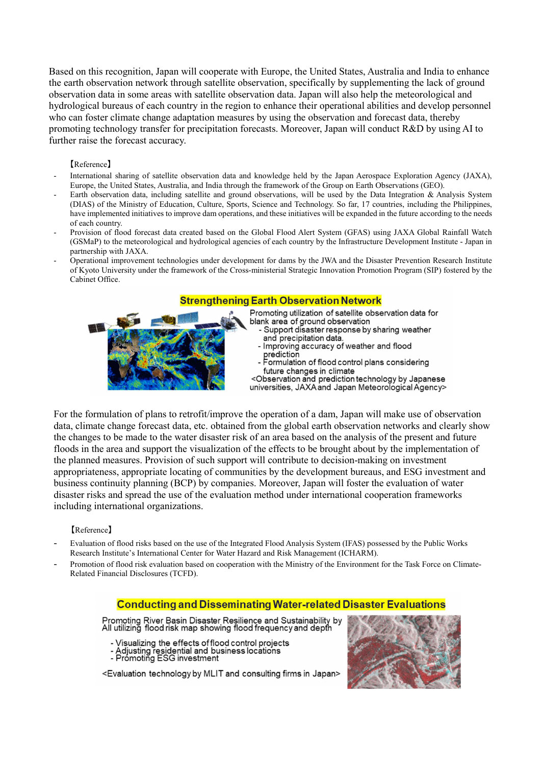Based on this recognition, Japan will cooperate with Europe, the United States, Australia and India to enhance the earth observation network through satellite observation, specifically by supplementing the lack of ground observation data in some areas with satellite observation data. Japan will also help the meteorological and hydrological bureaus of each country in the region to enhance their operational abilities and develop personnel who can foster climate change adaptation measures by using the observation and forecast data, thereby promoting technology transfer for precipitation forecasts. Moreover, Japan will conduct R&D by using AI to further raise the forecast accuracy.

【Reference】

- International sharing of satellite observation data and knowledge held by the Japan Aerospace Exploration Agency (JAXA), Europe, the United States, Australia, and India through the framework of the Group on Earth Observations (GEO).
- Earth observation data, including satellite and ground observations, will be used by the Data Integration & Analysis System (DIAS) of the Ministry of Education, Culture, Sports, Science and Technology. So far, 17 countries, including the Philippines, have implemented initiatives to improve dam operations, and these initiatives will be expanded in the future according to the needs of each country.
- Provision of flood forecast data created based on the Global Flood Alert System (GFAS) using JAXA Global Rainfall Watch (GSMaP) to the meteorological and hydrological agencies of each country by the Infrastructure Development Institute - Japan in partnership with JAXA.
- Operational improvement technologies under development for dams by the JWA and the Disaster Prevention Research Institute of Kyoto University under the framework of the Cross-ministerial Strategic Innovation Promotion Program (SIP) fostered by the Cabinet Office.

**Strengthening Earth Observation Network**

Promoting utilization of satellite observation data for blank area of ground observation
- Support disaster response by sharing weather and precipitation data.
- Improving accuracy of weather and flood prediction
- Formulation of flood control plans considering future changes in climate

<Observation and prediction technology by Japanese universities, JAXA and Japan Meteorological Agency>

For the formulation of plans to retrofit/improve the operation of a dam, Japan will make use of observation data, climate change forecast data, etc. obtained from the global earth observation networks and clearly show the changes to be made to the water disaster risk of an area based on the analysis of the present and future floods in the area and support the visualization of the effects to be brought about by the implementation of the planned measures. Provision of such support will contribute to decision-making on investment appropriateness, appropriate locating of communities by the development bureaus, and ESG investment and business continuity planning (BCP) by companies. Moreover, Japan will foster the evaluation of water disaster risks and spread the use of the evaluation method under international cooperation frameworks including international organizations.

【Reference】

- Evaluation of flood risks based on the use of the Integrated Flood Analysis System (IFAS) possessed by the Public Works Research Institute's International Center for Water Hazard and Risk Management (ICHARM).
- Promotion of flood risk evaluation based on cooperation with the Ministry of the Environment for the Task Force on Climate-Related Financial Disclosures (TCFD).

**Conducting and Disseminating Water-related Disaster Evaluations**

Promoting River Basin Disaster Resilience and Sustainability by All utilizing flood risk map showing flood frequency and depth

- Visualizing the effects of flood control projects
- Adjusting residential and business locations
- Promoting ESG investment

<Evaluation technology by MLIT and consulting firms in Japan>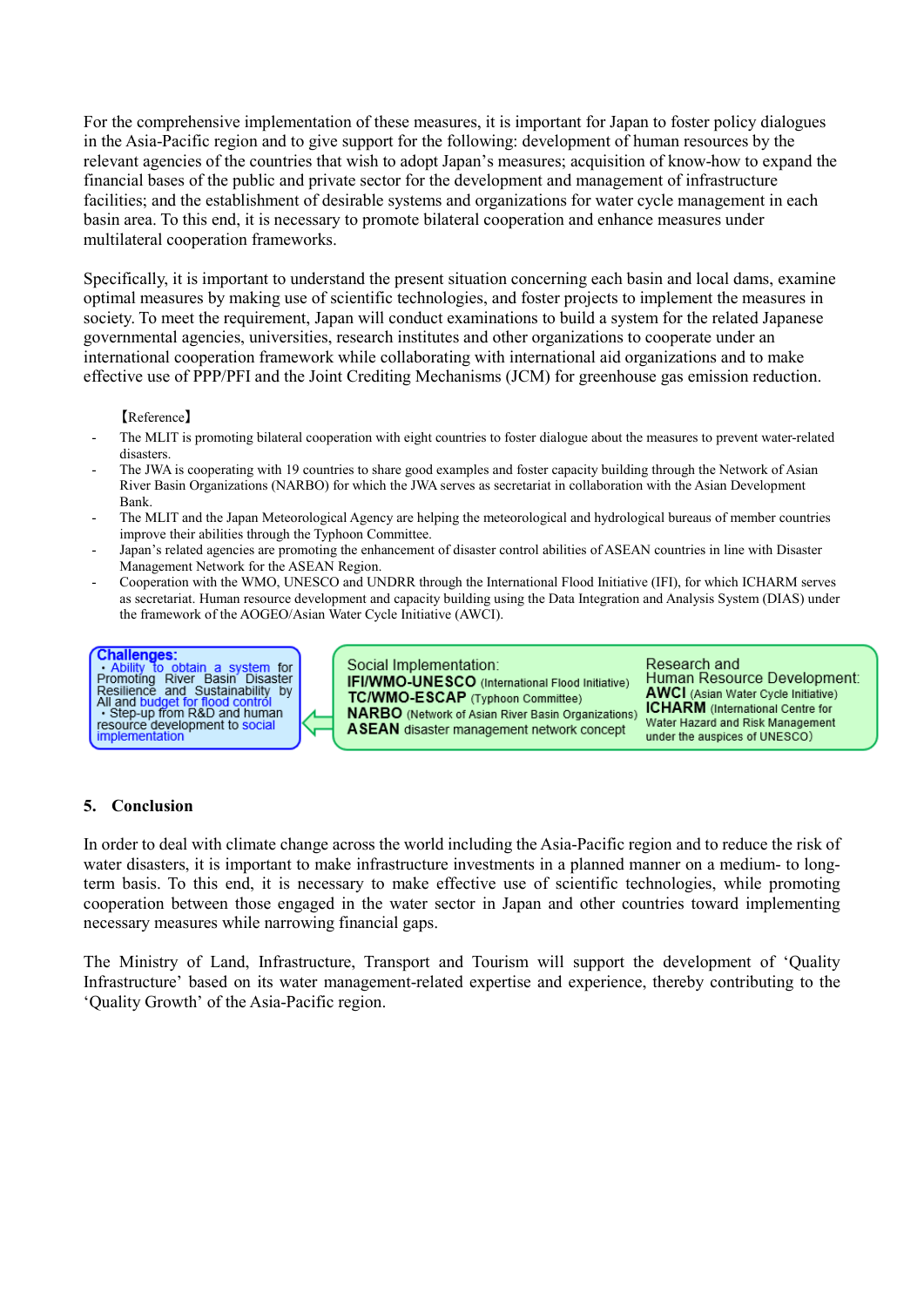For the comprehensive implementation of these measures, it is important for Japan to foster policy dialogues in the Asia-Pacific region and to give support for the following: development of human resources by the relevant agencies of the countries that wish to adopt Japan's measures; acquisition of know-how to expand the financial bases of the public and private sector for the development and management of infrastructure facilities; and the establishment of desirable systems and organizations for water cycle management in each basin area. To this end, it is necessary to promote bilateral cooperation and enhance measures under multilateral cooperation frameworks.

Specifically, it is important to understand the present situation concerning each basin and local dams, examine optimal measures by making use of scientific technologies, and foster projects to implement the measures in society. To meet the requirement, Japan will conduct examinations to build a system for the related Japanese governmental agencies, universities, research institutes and other organizations to cooperate under an international cooperation framework while collaborating with international aid organizations and to make effective use of PPP/PFI and the Joint Crediting Mechanisms (JCM) for greenhouse gas emission reduction.

【Reference】

- The MLIT is promoting bilateral cooperation with eight countries to foster dialogue about the measures to prevent water-related disasters.
- The JWA is cooperating with 19 countries to share good examples and foster capacity building through the Network of Asian River Basin Organizations (NARBO) for which the JWA serves as secretariat in collaboration with the Asian Development Bank.
- The MLIT and the Japan Meteorological Agency are helping the meteorological and hydrological bureaus of member countries improve their abilities through the Typhoon Committee.
- Japan's related agencies are promoting the enhancement of disaster control abilities of ASEAN countries in line with Disaster Management Network for the ASEAN Region.
- Cooperation with the WMO, UNESCO and UNDRR through the International Flood Initiative (IFI), for which ICHARM serves as secretariat. Human resource development and capacity building using the Data Integration and Analysis System (DIAS) under the framework of the AOGEO/Asian Water Cycle Initiative (AWCI).

**Challenges:**
- Ability to obtain a system for Promoting River Basin Disaster Resilience and Sustainability by All and budget for flood control
- Step-up from R&D and human resource development to social implementation

Social Implementation:
**IFI/WMO-UNESCO** (International Flood Initiative)
**TC/WMO-ESCAP** (Typhoon Committee)
**NARBO** (Network of Asian River Basin Organizations)
**ASEAN** disaster management network concept

Research and Human Resource Development:
**AWCI** (Asian Water Cycle Initiative)
**ICHARM** (International Centre for Water Hazard and Risk Management under the auspices of UNESCO)

## 5. Conclusion

In order to deal with climate change across the world including the Asia-Pacific region and to reduce the risk of water disasters, it is important to make infrastructure investments in a planned manner on a medium- to long-term basis. To this end, it is necessary to make effective use of scientific technologies, while promoting cooperation between those engaged in the water sector in Japan and other countries toward implementing necessary measures while narrowing financial gaps.

The Ministry of Land, Infrastructure, Transport and Tourism will support the development of 'Quality Infrastructure' based on its water management-related expertise and experience, thereby contributing to the 'Quality Growth' of the Asia-Pacific region.